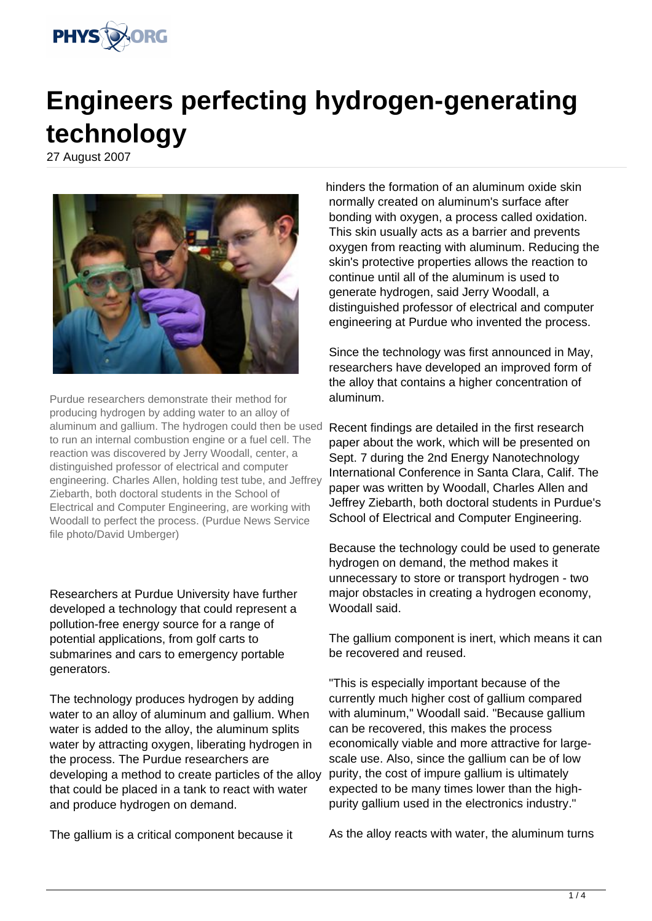# Engineers perfecting hydrogen-generating technology

27 August 2007

Purdue researchers demonstrate their method for producing hydrogen by adding water to an alloy of aluminum and gallium. The hydrogen could then be used to run an internal combustion engine or a fuel cell. The reaction was discovered by Jerry Woodall, center, a distinguished professor of electrical and computer engineering. Charles Allen, holding test tube, and Jeffrey Ziebarth, both doctoral students in the School of Electrical and Computer Engineering, are working with Woodall to perfect the process. (Purdue News Service file photo/David Umberger)

Researchers at Purdue University have further developed a technology that could represent a pollution-free energy source for a range of potential applications, from golf carts to submarines and cars to emergency portable generators.

The technology produces hydrogen by adding water to an alloy of aluminum and gallium. When water is added to the alloy, the aluminum splits water by attracting oxygen, liberating hydrogen in the process. The Purdue researchers are developing a method to create particles of the alloy that could be placed in a tank to react with water and produce hydrogen on demand.

The gallium is a critical component because it hinders the formation of an aluminum oxide skin normally created on aluminum's surface after bonding with oxygen, a process called oxidation. This skin usually acts as a barrier and prevents oxygen from reacting with aluminum. Reducing the skin's protective properties allows the reaction to continue until all of the aluminum is used to generate hydrogen, said Jerry Woodall, a distinguished professor of electrical and computer engineering at Purdue who invented the process.

Since the technology was first announced in May, researchers have developed an improved form of the alloy that contains a higher concentration of aluminum.

Recent findings are detailed in the first research paper about the work, which will be presented on Sept. 7 during the 2nd Energy Nanotechnology International Conference in Santa Clara, Calif. The paper was written by Woodall, Charles Allen and Jeffrey Ziebarth, both doctoral students in Purdue's School of Electrical and Computer Engineering.

Because the technology could be used to generate hydrogen on demand, the method makes it unnecessary to store or transport hydrogen - two major obstacles in creating a hydrogen economy, Woodall said.

The gallium component is inert, which means it can be recovered and reused.

"This is especially important because of the currently much higher cost of gallium compared with aluminum," Woodall said. "Because gallium can be recovered, this makes the process economically viable and more attractive for large-scale use. Also, since the gallium can be of low purity, the cost of impure gallium is ultimately expected to be many times lower than the high-purity gallium used in the electronics industry."

As the alloy reacts with water, the aluminum turns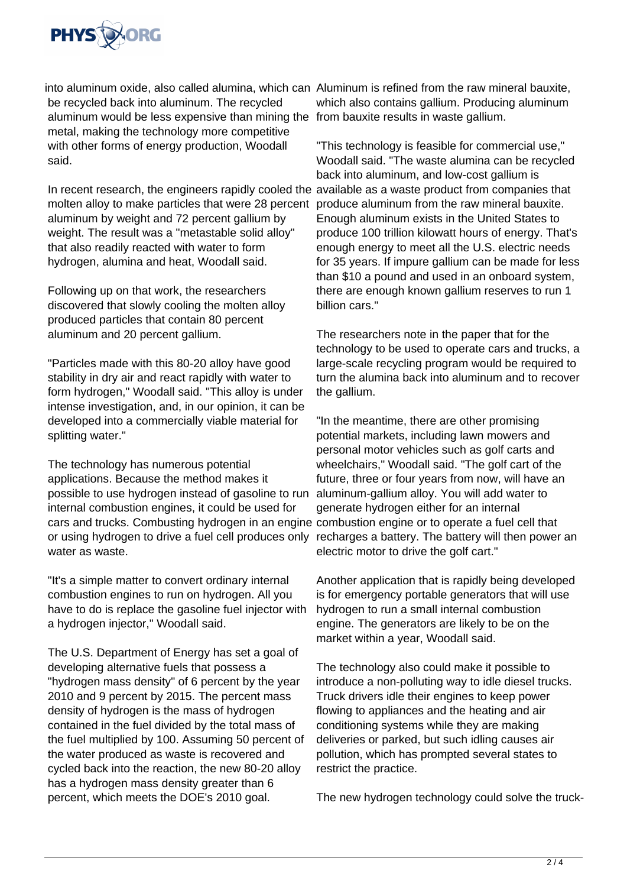into aluminum oxide, also called alumina, which can be recycled back into aluminum. The recycled aluminum would be less expensive than mining the metal, making the technology more competitive with other forms of energy production, Woodall said.

In recent research, the engineers rapidly cooled the molten alloy to make particles that were 28 percent aluminum by weight and 72 percent gallium by weight. The result was a "metastable solid alloy" that also readily reacted with water to form hydrogen, alumina and heat, Woodall said.

Following up on that work, the researchers discovered that slowly cooling the molten alloy produced particles that contain 80 percent aluminum and 20 percent gallium.

"Particles made with this 80-20 alloy have good stability in dry air and react rapidly with water to form hydrogen," Woodall said. "This alloy is under intense investigation, and, in our opinion, it can be developed into a commercially viable material for splitting water."

The technology has numerous potential applications. Because the method makes it possible to use hydrogen instead of gasoline to run internal combustion engines, it could be used for cars and trucks. Combusting hydrogen in an engine or using hydrogen to drive a fuel cell produces only water as waste.

"It's a simple matter to convert ordinary internal combustion engines to run on hydrogen. All you have to do is replace the gasoline fuel injector with a hydrogen injector," Woodall said.

The U.S. Department of Energy has set a goal of developing alternative fuels that possess a "hydrogen mass density" of 6 percent by the year 2010 and 9 percent by 2015. The percent mass density of hydrogen is the mass of hydrogen contained in the fuel divided by the total mass of the fuel multiplied by 100. Assuming 50 percent of the water produced as waste is recovered and cycled back into the reaction, the new 80-20 alloy has a hydrogen mass density greater than 6 percent, which meets the DOE's 2010 goal.

Aluminum is refined from the raw mineral bauxite, which also contains gallium. Producing aluminum from bauxite results in waste gallium.

"This technology is feasible for commercial use," Woodall said. "The waste alumina can be recycled back into aluminum, and low-cost gallium is available as a waste product from companies that produce aluminum from the raw mineral bauxite. Enough aluminum exists in the United States to produce 100 trillion kilowatt hours of energy. That's enough energy to meet all the U.S. electric needs for 35 years. If impure gallium can be made for less than $10 a pound and used in an onboard system, there are enough known gallium reserves to run 1 billion cars."

The researchers note in the paper that for the technology to be used to operate cars and trucks, a large-scale recycling program would be required to turn the alumina back into aluminum and to recover the gallium.

"In the meantime, there are other promising potential markets, including lawn mowers and personal motor vehicles such as golf carts and wheelchairs," Woodall said. "The golf cart of the future, three or four years from now, will have an aluminum-gallium alloy. You will add water to generate hydrogen either for an internal combustion engine or to operate a fuel cell that recharges a battery. The battery will then power an electric motor to drive the golf cart."

Another application that is rapidly being developed is for emergency portable generators that will use hydrogen to run a small internal combustion engine. The generators are likely to be on the market within a year, Woodall said.

The technology also could make it possible to introduce a non-polluting way to idle diesel trucks. Truck drivers idle their engines to keep power flowing to appliances and the heating and air conditioning systems while they are making deliveries or parked, but such idling causes air pollution, which has prompted several states to restrict the practice.

The new hydrogen technology could solve the truck-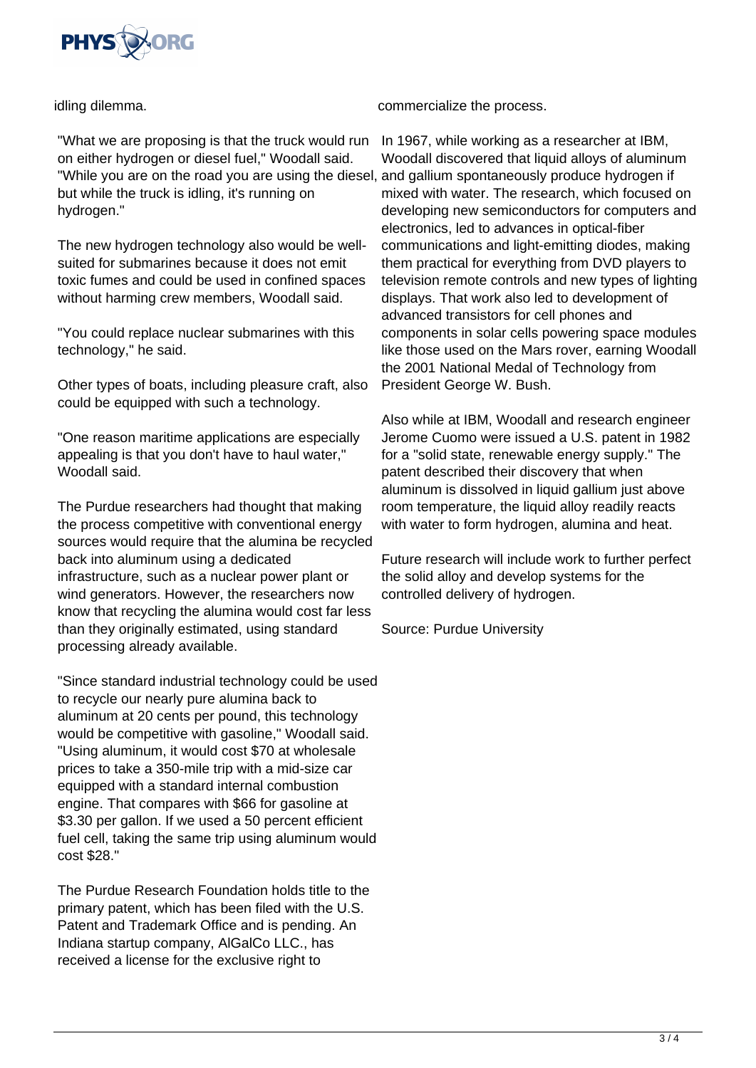idling dilemma.

"What we are proposing is that the truck would run on either hydrogen or diesel fuel," Woodall said. "While you are on the road you are using the diesel, but while the truck is idling, it's running on hydrogen."

The new hydrogen technology also would be well-suited for submarines because it does not emit toxic fumes and could be used in confined spaces without harming crew members, Woodall said.

"You could replace nuclear submarines with this technology," he said.

Other types of boats, including pleasure craft, also could be equipped with such a technology.

"One reason maritime applications are especially appealing is that you don't have to haul water," Woodall said.

The Purdue researchers had thought that making the process competitive with conventional energy sources would require that the alumina be recycled back into aluminum using a dedicated infrastructure, such as a nuclear power plant or wind generators. However, the researchers now know that recycling the alumina would cost far less than they originally estimated, using standard processing already available.

"Since standard industrial technology could be used to recycle our nearly pure alumina back to aluminum at 20 cents per pound, this technology would be competitive with gasoline," Woodall said. "Using aluminum, it would cost $70 at wholesale prices to take a 350-mile trip with a mid-size car equipped with a standard internal combustion engine. That compares with $66 for gasoline at $3.30 per gallon. If we used a 50 percent efficient fuel cell, taking the same trip using aluminum would cost $28."

The Purdue Research Foundation holds title to the primary patent, which has been filed with the U.S. Patent and Trademark Office and is pending. An Indiana startup company, AlGalCo LLC., has received a license for the exclusive right to commercialize the process.

In 1967, while working as a researcher at IBM, Woodall discovered that liquid alloys of aluminum and gallium spontaneously produce hydrogen if mixed with water. The research, which focused on developing new semiconductors for computers and electronics, led to advances in optical-fiber communications and light-emitting diodes, making them practical for everything from DVD players to television remote controls and new types of lighting displays. That work also led to development of advanced transistors for cell phones and components in solar cells powering space modules like those used on the Mars rover, earning Woodall the 2001 National Medal of Technology from President George W. Bush.

Also while at IBM, Woodall and research engineer Jerome Cuomo were issued a U.S. patent in 1982 for a "solid state, renewable energy supply." The patent described their discovery that when aluminum is dissolved in liquid gallium just above room temperature, the liquid alloy readily reacts with water to form hydrogen, alumina and heat.

Future research will include work to further perfect the solid alloy and develop systems for the controlled delivery of hydrogen.

Source: Purdue University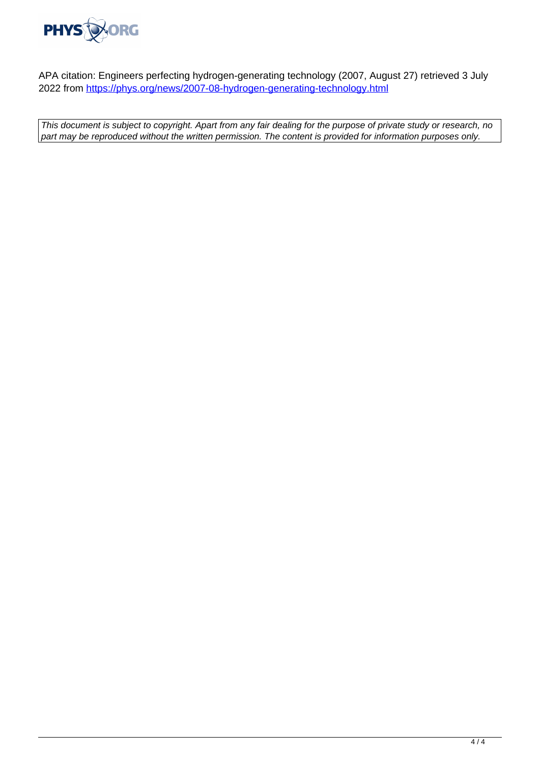APA citation: Engineers perfecting hydrogen-generating technology (2007, August 27) retrieved 3 July 2022 from https://phys.org/news/2007-08-hydrogen-generating-technology.html

*This document is subject to copyright. Apart from any fair dealing for the purpose of private study or research, no part may be reproduced without the written permission. The content is provided for information purposes only.*